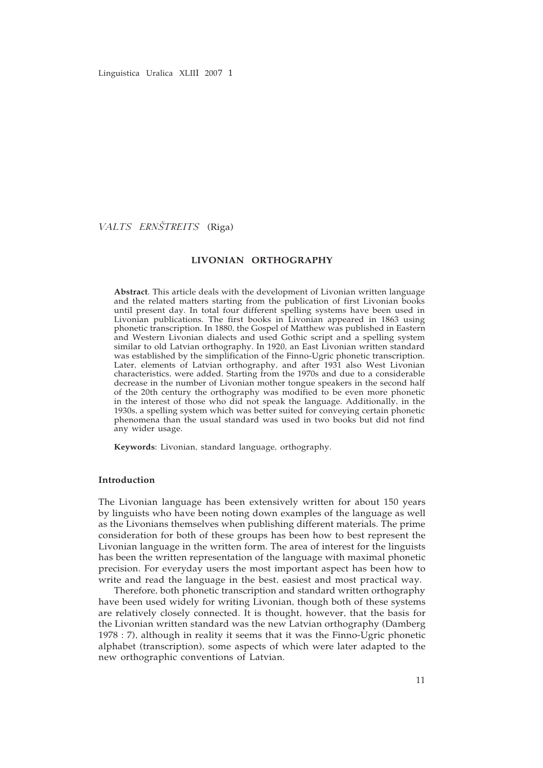*VALTS ERNŠTREITS* (Riga)

# LIVONIAN ORTHOGRAPHY

**Abstract**. This article deals with the development of Livonian written language and the related matters starting from the publication of first Livonian books until present day. In total four different spelling systems have been used in Livonian publications. The first books in Livonian appeared in 1863 using phonetic transcription. In 1880, the Gospel of Matthew was published in Eastern and Western Livonian dialects and used Gothic script and a spelling system similar to old Latvian orthography. In 1920, an East Livonian written standard was established by the simplification of the Finno-Ugric phonetic transcription. Later, elements of Latvian orthography, and after 1931 also West Livonian characteristics, were added. Starting from the 1970s and due to a considerable decrease in the number of Livonian mother tongue speakers in the second half of the 20th century the orthography was modified to be even more phonetic in the interest of those who did not speak the language. Additionally, in the 1930s, a spelling system which was better suited for conveying certain phonetic phenomena than the usual standard was used in two books but did not find any wider usage.

**Keywords**: Livonian, standard language, orthography.

## Introduction

The Livonian language has been extensively written for about 150 years by linguists who have been noting down examples of the language as well as the Livonians themselves when publishing different materials. The prime consideration for both of these groups has been how to best represent the Livonian language in the written form. The area of interest for the linguists has been the written representation of the language with maximal phonetic precision. For everyday users the most important aspect has been how to write and read the language in the best, easiest and most practical way.

Therefore, both phonetic transcription and standard written orthography have been used widely for writing Livonian, though both of these systems are relatively closely connected. It is thought, however, that the basis for the Livonian written standard was the new Latvian orthography (Damberg 1978 : 7), although in reality it seems that it was the Finno-Ugric phonetic alphabet (transcription), some aspects of which were later adapted to the new orthographic conventions of Latvian.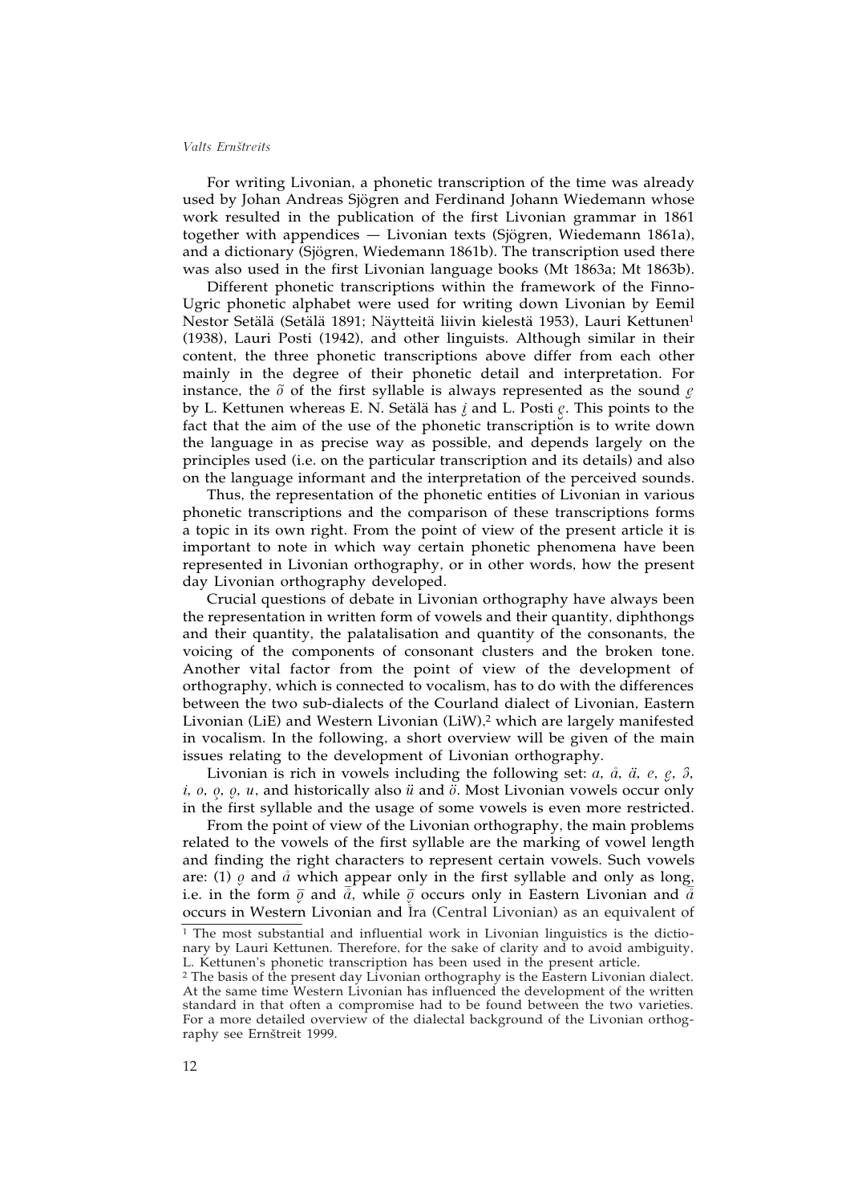For writing Livonian, a phonetic transcription of the time was already used by Johan Andreas Sjögren and Ferdinand Johann Wiedemann whose work resulted in the publication of the first Livonian grammar in 1861 together with appendices — Livonian texts (Sjögren, Wiedemann 1861a), and a dictionary (Sjögren, Wiedemann 1861b). The transcription used there was also used in the first Livonian language books (Mt 1863a; Mt 1863b).

Different phonetic transcriptions within the framework of the Finno-Ugric phonetic alphabet were used for writing down Livonian by Eemil Nestor Setälä (Setälä 1891; Näytteitä liivin kielestä 1953), Lauri Kettunen[1] (1938), Lauri Posti (1942), and other linguists. Although similar in their content, the three phonetic transcriptions above differ from each other mainly in the degree of their phonetic detail and interpretation. For instance, the *õ* of the first syllable is always represented as the sound *ẹ̜* by L. Kettunen whereas E. N. Setälä has *i̯* and L. Posti *ẹ̯*. This points to the fact that the aim of the use of the phonetic transcription is to write down the language in as precise way as possible, and depends largely on the principles used (i.e. on the particular transcription and its details) and also on the language informant and the interpretation of the perceived sounds.

Thus, the representation of the phonetic entities of Livonian in various phonetic transcriptions and the comparison of these transcriptions forms a topic in its own right. From the point of view of the present article it is important to note in which way certain phonetic phenomena have been represented in Livonian orthography, or in other words, how the present day Livonian orthography developed.

Crucial questions of debate in Livonian orthography have always been the representation in written form of vowels and their quantity, diphthongs and their quantity, the palatalisation and quantity of the consonants, the voicing of the components of consonant clusters and the broken tone. Another vital factor from the point of view of the development of orthography, which is connected to vocalism, has to do with the differences between the two sub-dialects of the Courland dialect of Livonian, Eastern Livonian (LiE) and Western Livonian (LiW),[2] which are largely manifested in vocalism. In the following, a short overview will be given of the main issues relating to the development of Livonian orthography.

Livonian is rich in vowels including the following set: *a*, *å*, *ä*, *e*, *ẹ̜*, *ə̑*, *i*, *o*, *ọ*, *o̜*, *u*, and historically also *ü* and *ö*. Most Livonian vowels occur only in the first syllable and the usage of some vowels is even more restricted.

From the point of view of the Livonian orthography, the main problems related to the vowels of the first syllable are the marking of vowel length and finding the right characters to represent certain vowels. Such vowels are: (1) *ọ* and *å* which appear only in the first syllable and only as long, i.e. in the form *ọ̄* and *ā̊*, while *ọ̄* occurs only in Eastern Livonian and *ā̊* occurs in Western Livonian and Īra (Central Livonian) as an equivalent of

[1] The most substantial and influential work in Livonian linguistics is the dictionary by Lauri Kettunen. Therefore, for the sake of clarity and to avoid ambiguity, L. Kettunen's phonetic transcription has been used in the present article.

[2] The basis of the present day Livonian orthography is the Eastern Livonian dialect. At the same time Western Livonian has influenced the development of the written standard in that often a compromise had to be found between the two varieties. For a more detailed overview of the dialectal background of the Livonian orthography see Ernštreit 1999.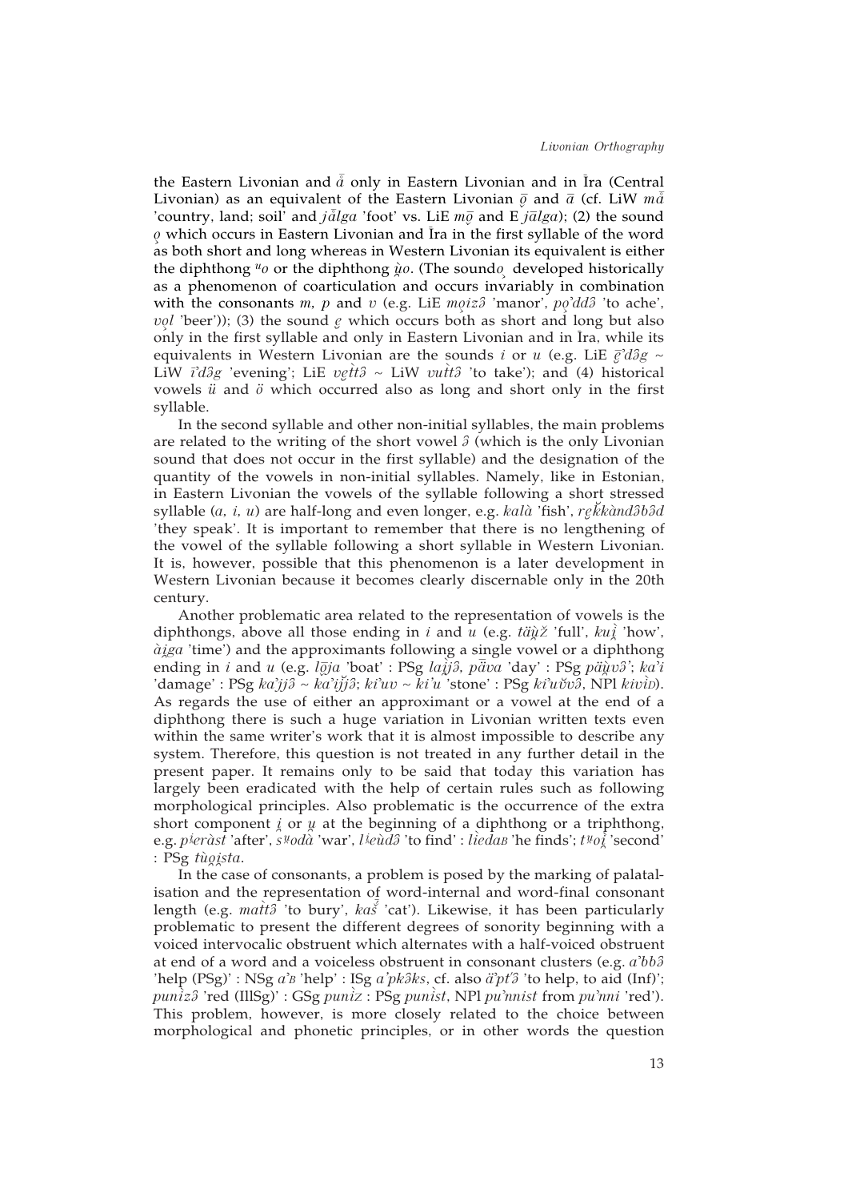the Eastern Livonian and *ǟ* only in Eastern Livonian and in Īra (Central Livonian) as an equivalent of the Eastern Livonian *ȭ* and *ā* (cf. LiW *mǟ* 'country, land; soil' and *jǟlga* 'foot' vs. LiE *mȭ* and E *jālga*); (2) the sound *o̜* which occurs in Eastern Livonian and Īra in the first syllable of the word as both short and long whereas in Western Livonian its equivalent is either the diphthong *ᵘo* or the diphthong *u̯o*. (The sound *o̜* developed historically as a phenomenon of coarticulation and occurs invariably in combination with the consonants *m*, *p* and *v* (e.g. LiE *mo̜izə* 'manor', *po̜'ddə* 'to ache', *vo̜l* 'beer')); (3) the sound *e̜* which occurs both as short and long but also only in the first syllable and only in Eastern Livonian and in Īra, while its equivalents in Western Livonian are the sounds *i* or *u* (e.g. LiE *ē̜'dəg* ~ LiW *ī'dəg* 'evening'; LiE *ve̜ttə* ~ LiW *vuttə* 'to take'); and (4) historical vowels *ü* and *ö* which occurred also as long and short only in the first syllable.

In the second syllable and other non-initial syllables, the main problems are related to the writing of the short vowel *ə* (which is the only Livonian sound that does not occur in the first syllable) and the designation of the quantity of the vowels in non-initial syllables. Namely, like in Estonian, in Eastern Livonian the vowels of the syllable following a short stressed syllable (*a*, *i*, *u*) are half-long and even longer, e.g. *kalà* 'fish', *re̜k̆kàndəbəd* 'they speak'. It is important to remember that there is no lengthening of the vowel of the syllable following a short syllable in Western Livonian. It is, however, possible that this phenomenon is a later development in Western Livonian because it becomes clearly discernable only in the 20th century.

Another problematic area related to the representation of vowels is the diphthongs, above all those ending in *i* and *u* (e.g. *täu̯ž* 'full', *kui̯* 'how', *ài̯ga* 'time') and the approximants following a single vowel or a diphthong ending in *i* and *u* (e.g. *lȭja* 'boat' : PSg *lai̯jə*, *päva* 'day' : PSg *päu̯və*'; *ka'i* 'damage' : PSg *ka'jjə* ~ *ka'i̯jə*; *ki'uv* ~ *ki'u* 'stone' : PSg *ki'uvə*, NPl *kivìd*). As regards the use of either an approximant or a vowel at the end of a diphthong there is such a huge variation in Livonian written texts even within the same writer's work that it is almost impossible to describe any system. Therefore, this question is not treated in any further detail in the present paper. It remains only to be said that today this variation has largely been eradicated with the help of certain rules such as following morphological principles. Also problematic is the occurrence of the extra short component *i̯* or *u̯* at the beginning of a diphthong or a triphthong, e.g. *pⁱeràst* 'after', *sᵘodà* 'war', *lⁱeùdə* 'to find' : *lìedaв* 'he finds'; *tᵘoi̯* 'second' : PSg *tùo̜ista*.

In the case of consonants, a problem is posed by the marking of palatalisation and the representation of word-internal and word-final consonant length (e.g. *mattə* 'to bury', *kaš* 'cat'). Likewise, it has been particularly problematic to present the different degrees of sonority beginning with a voiced intervocalic obstruent which alternates with a half-voiced obstruent at end of a word and a voiceless obstruent in consonant clusters (e.g. *a'bbə* 'help (PSg)' : NSg *a'в* 'help' : ISg *a'pkəks*, cf. also *ä'pt'ə* 'to help, to aid (Inf)'; *punìzə* 'red (IllSg)' : GSg *punìz* : PSg *punìst*, NPl *pu'nnist* from *pu'nni* 'red'). This problem, however, is more closely related to the choice between morphological and phonetic principles, or in other words the question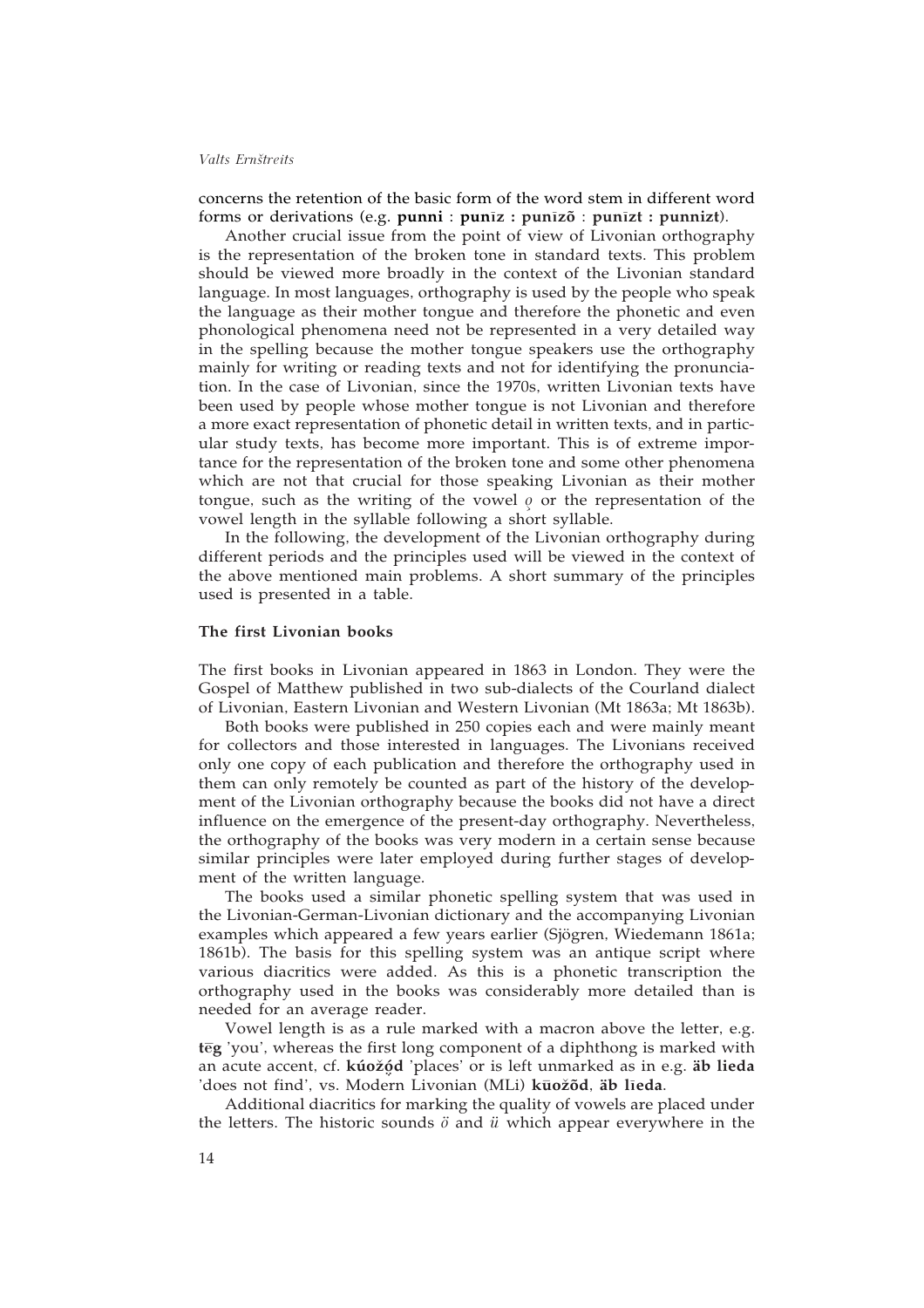concerns the retention of the basic form of the word stem in different word forms or derivations (e.g. **punni** : **punīz** : **punīzõ** : **punīzt** : **punnizt**).

Another crucial issue from the point of view of Livonian orthography is the representation of the broken tone in standard texts. This problem should be viewed more broadly in the context of the Livonian standard language. In most languages, orthography is used by the people who speak the language as their mother tongue and therefore the phonetic and even phonological phenomena need not be represented in a very detailed way in the spelling because the mother tongue speakers use the orthography mainly for writing or reading texts and not for identifying the pronunciation. In the case of Livonian, since the 1970s, written Livonian texts have been used by people whose mother tongue is not Livonian and therefore a more exact representation of phonetic detail in written texts, and in particular study texts, has become more important. This is of extreme importance for the representation of the broken tone and some other phenomena which are not that crucial for those speaking Livonian as their mother tongue, such as the writing of the vowel *ǫ* or the representation of the vowel length in the syllable following a short syllable.

In the following, the development of the Livonian orthography during different periods and the principles used will be viewed in the context of the above mentioned main problems. A short summary of the principles used is presented in a table.

### The first Livonian books

The first books in Livonian appeared in 1863 in London. They were the Gospel of Matthew published in two sub-dialects of the Courland dialect of Livonian, Eastern Livonian and Western Livonian (Mt 1863a; Mt 1863b).

Both books were published in 250 copies each and were mainly meant for collectors and those interested in languages. The Livonians received only one copy of each publication and therefore the orthography used in them can only remotely be counted as part of the history of the development of the Livonian orthography because the books did not have a direct influence on the emergence of the present-day orthography. Nevertheless, the orthography of the books was very modern in a certain sense because similar principles were later employed during further stages of development of the written language.

The books used a similar phonetic spelling system that was used in the Livonian-German-Livonian dictionary and the accompanying Livonian examples which appeared a few years earlier (Sjögren, Wiedemann 1861a; 1861b). The basis for this spelling system was an antique script where various diacritics were added. As this is a phonetic transcription the orthography used in the books was considerably more detailed than is needed for an average reader.

Vowel length is as a rule marked with a macron above the letter, e.g. **tēg** 'you', whereas the first long component of a diphthong is marked with an acute accent, cf. **kúožǭd** 'places' or is left unmarked as in e.g. **äb lieda** 'does not find', vs. Modern Livonian (MLi) **kūožõd**, **äb līeda**.

Additional diacritics for marking the quality of vowels are placed under the letters. The historic sounds *ö* and *ü* which appear everywhere in the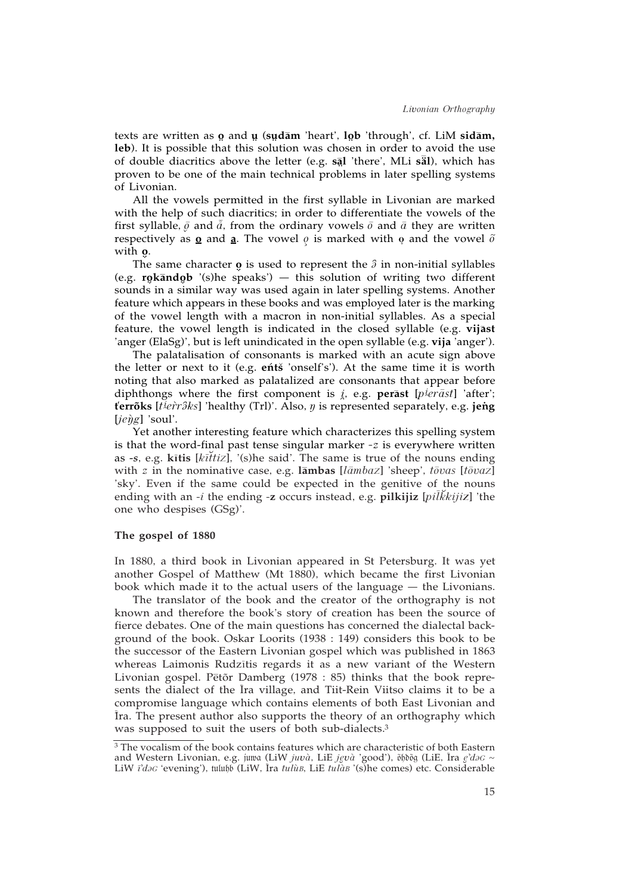texts are written as **o̦** and **u̦** (**su̦dām** 'heart', **lo̦b** 'through', cf. LiM **sidām,** **leb**). It is possible that this solution was chosen in order to avoid the use of double diacritics above the letter (e.g. **sā̱l** 'there', MLi **sā̮l**), which has proven to be one of the main technical problems in later spelling systems of Livonian.

All the vowels permitted in the first syllable in Livonian are marked with the help of such diacritics; in order to differentiate the vowels of the first syllable, *ȱ* and *ǟ*, from the ordinary vowels *ō* and *ā* they are written respectively as **o̱** and **a̱**. The vowel *o̧* is marked with **o̦** and the vowel *õ* with **o̦**.

The same character **o̦** is used to represent the *ə* in non-initial syllables (e.g. **ro̦kāndo̦b** '(s)he speaks') — this solution of writing two different sounds in a similar way was used again in later spelling systems. Another feature which appears in these books and was employed later is the marking of the vowel length with a macron in non-initial syllables. As a special feature, the vowel length is indicated in the closed syllable (e.g. **vijāst** 'anger (ElaSg)', but is left unindicated in the open syllable (e.g. **vija** 'anger').

The palatalisation of consonants is marked with an acute sign above the letter or next to it (e.g. **eńtš** 'onself's'). At the same time it is worth noting that also marked as palatalized are consonants that appear before diphthongs where the first component is *i̯*, e.g. **perāst** [*pⁱerāst*] 'after'; **ťerrõks** [*tⁱer̀rəks*] 'healthy (Trl)'. Also, *ŋ* is represented separately, e.g. **jeṅg** [*jeŋ̀g*] 'soul'.

Yet another interesting feature which characterizes this spelling system is that the word-final past tense singular marker *-z* is everywhere written as **-s**, e.g. **kītis** [*kĭ̄ttiz*], '(s)he said'. The same is true of the nouns ending with *z* in the nominative case, e.g. **lāmbas** [*lāmbaz*] 'sheep', *tōvas* [*tōvaz*] 'sky'. Even if the same could be expected in the genitive of the nouns ending with an *-i* the ending **-z** occurs instead, e.g. **pilkijiz** [*pil̄k̆kijiz*] 'the one who despises (GSg)'.

### The gospel of 1880

In 1880, a third book in Livonian appeared in St Petersburg. It was yet another Gospel of Matthew (Mt 1880), which became the first Livonian book which made it to the actual users of the language — the Livonians.

The translator of the book and the creator of the orthography is not known and therefore the book's story of creation has been the source of fierce debates. One of the main questions has concerned the dialectal background of the book. Oskar Loorits (1938 : 149) considers this book to be the successor of the Eastern Livonian gospel which was published in 1863 whereas Laimonis Rudzītis regards it as a new variant of the Western Livonian gospel. Pētõr Damberg (1978 : 85) thinks that the book represents the dialect of the Īra village, and Tiit-Rein Viitso claims it to be a compromise language which contains elements of both East Livonian and Īra. The present author also supports the theory of an orthography which was supposed to suit the users of both sub-dialects.[3]

---

[3] The vocalism of the book contains features which are characteristic of both Eastern and Western Livonian, e.g. juwa (LiW *juvà*, LiE *jevà* 'good'), ȫhdõg (LiE, Īra *e̮ʾdəG* ~ LiW *īʾdəG* 'evening'), tulubb (LiW, Īra *tulùB*, LiE *tulàB* '(s)he comes) etc. Considerable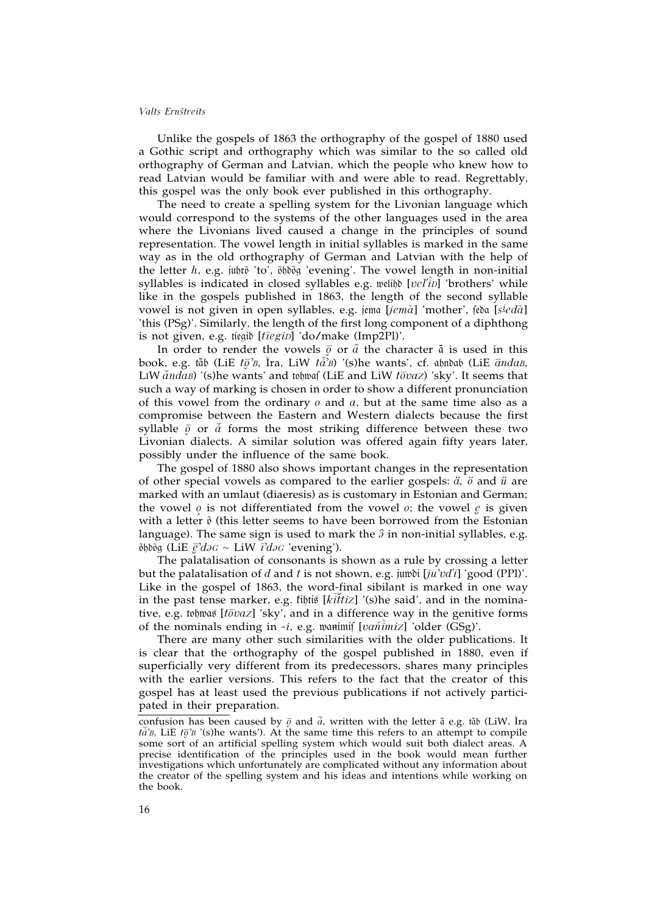Unlike the gospels of 1863 the orthography of the gospel of 1880 used a Gothic script and orthography which was similar to the so called old orthography of German and Latvian, which the people who knew how to read Latvian would be familiar with and were able to read. Regrettably, this gospel was the only book ever published in this orthography.

The need to create a spelling system for the Livonian language which would correspond to the systems of the other languages used in the area where the Livonians lived caused a change in the principles of sound representation. The vowel length in initial syllables is marked in the same way as in the old orthography of German and Latvian with the help of the letter *h*, e.g. juhrõ 'to', õhdõg 'evening'. The vowel length in non-initial syllables is indicated in closed syllables e.g. welíhd [*vel'ìᴅ*] 'brothers' while like in the gospels published in 1863, the length of the second syllable vowel is not given in open syllables, e.g. jema [*jemà*] 'mother', ſeda [*sⁱedà*] 'this (PSg)'. Similarly, the length of the first long component of a diphthong is not given, e.g. tíegid [*tīegiᴅ*] 'do/make (Imp2Pl)'.

In order to render the vowels *ǭ* or *ǟ* the character ã is used in this book, e.g. tãb (LiE *tǭ'ʙ*, Īra, LiW *tǟ'ʙ*) '(s)he wants', cf. ahndab (LiE *āndaʙ*, LiW *ǟndaʙ*) '(s)he wants' and tohwaſ (LiE and LiW *tōvaᴢ*) 'sky'. It seems that such a way of marking is chosen in order to show a different pronunciation of this vowel from the ordinary *o* and *a*, but at the same time also as a compromise between the Eastern and Western dialects because the first syllable *ǭ* or *ǟ* forms the most striking difference between these two Livonian dialects. A similar solution was offered again fifty years later, possibly under the influence of the same book.

The gospel of 1880 also shows important changes in the representation of other special vowels as compared to the earlier gospels: *ä*, *ö* and *ü* are marked with an umlaut (diaeresis) as is customary in Estonian and German; the vowel *o̦* is not differentiated from the vowel *o*; the vowel *e̦* is given with a letter õ (this letter seems to have been borrowed from the Estonian language). The same sign is used to mark the *ə* in non-initial syllables, e.g. õhdõg (LiE *ȩ̄'dəɢ* ~ LiW *ī'dəɢ* 'evening').

The palatalisation of consonants is shown as a rule by crossing a letter but the palatalisation of *d* and *t* is not shown, e.g. juwdi [*ju'vd'i*] 'good (PPl)'. Like in the gospel of 1863, the word-final sibilant is marked in one way in the past tense marker, e.g. kihtis [*kĭttiᴢ*] '(s)he said', and in the nominative, e.g. tohwas [*tōvaᴢ*] 'sky', and in a difference way in the genitive forms of the nominals ending in *-i*, e.g. wanimiſ [*vańìmiᴢ*] 'older (GSg)'.

There are many other such similarities with the older publications. It is clear that the orthography of the gospel published in 1880, even if superficially very different from its predecessors, shares many principles with the earlier versions. This refers to the fact that the creator of this gospel has at least used the previous publications if not actively participated in their preparation.

---

confusion has been caused by *ǭ* and *ǟ*, written with the letter ã e.g. tãb (LiW, Īra *tǟ'ʙ*, LiE *tǭ'ʙ* '(s)he wants'). At the same time this refers to an attempt to compile some sort of an artificial spelling system which would suit both dialect areas. A precise identification of the principles used in the book would mean further investigations which unfortunately are complicated without any information about the creator of the spelling system and his ideas and intentions while working on the book.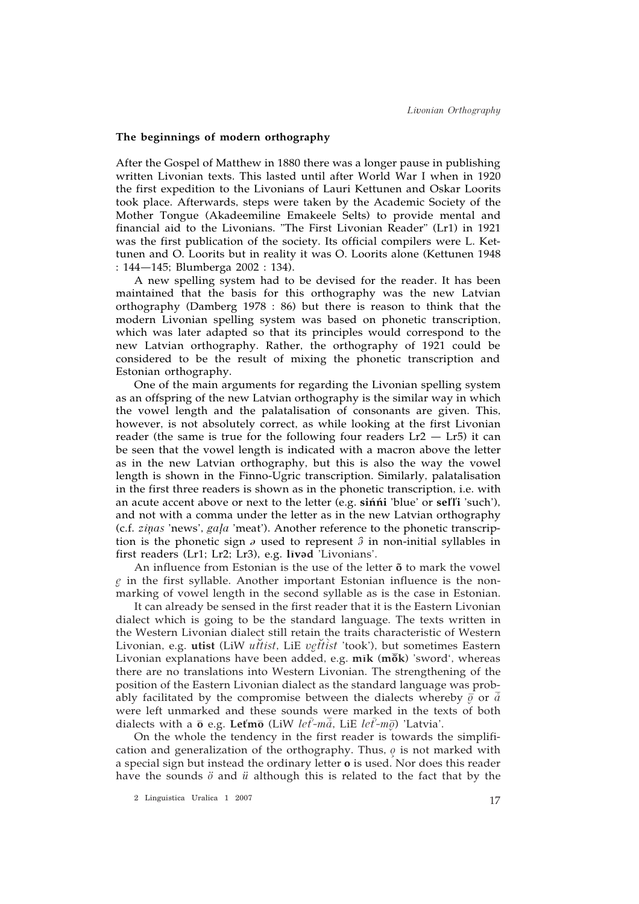### The beginnings of modern orthography

After the Gospel of Matthew in 1880 there was a longer pause in publishing written Livonian texts. This lasted until after World War I when in 1920 the first expedition to the Livonians of Lauri Kettunen and Oskar Loorits took place. Afterwards, steps were taken by the Academic Society of the Mother Tongue (Akadeemiline Emakeele Selts) to provide mental and financial aid to the Livonians. "The First Livonian Reader" (Lr1) in 1921 was the first publication of the society. Its official compilers were L. Kettunen and O. Loorits but in reality it was O. Loorits alone (Kettunen 1948 : 144—145; Blumberga 2002 : 134).

A new spelling system had to be devised for the reader. It has been maintained that the basis for this orthography was the new Latvian orthography (Damberg 1978 : 86) but there is reason to think that the modern Livonian spelling system was based on phonetic transcription, which was later adapted so that its principles would correspond to the new Latvian orthography. Rather, the orthography of 1921 could be considered to be the result of mixing the phonetic transcription and Estonian orthography.

One of the main arguments for regarding the Livonian spelling system as an offspring of the new Latvian orthography is the similar way in which the vowel length and the palatalisation of consonants are given. This, however, is not absolutely correct, as while looking at the first Livonian reader (the same is true for the following four readers Lr2 — Lr5) it can be seen that the vowel length is indicated with a macron above the letter as in the new Latvian orthography, but this is also the way the vowel length is shown in the Finno-Ugric transcription. Similarly, palatalisation in the first three readers is shown as in the phonetic transcription, i.e. with an acute accent above or next to the letter (e.g. **sińńi** 'blue' or **seľľi** 'such'), and not with a comma under the letter as in the new Latvian orthography (c.f. *ziņas* 'news', *gaļa* 'meat'). Another reference to the phonetic transcription is the phonetic sign *ə* used to represent *ə̑* in non-initial syllables in first readers (Lr1; Lr2; Lr3), e.g. **līvəd** 'Livonians'.

An influence from Estonian is the use of the letter **õ** to mark the vowel *ę̮* in the first syllable. Another important Estonian influence is the non-marking of vowel length in the second syllable as is the case in Estonian.

It can already be sensed in the first reader that it is the Eastern Livonian dialect which is going to be the standard language. The texts written in the Western Livonian dialect still retain the traits characteristic of Western Livonian, e.g. **utist** (LiW *uťťist*, LiE *vęťťist* 'took'), but sometimes Eastern Livonian explanations have been added, e.g. **mīk** (**mȭk**) 'sword', whereas there are no translations into Western Livonian. The strengthening of the position of the Eastern Livonian dialect as the standard language was probably facilitated by the compromise between the dialects whereby *ǭ̄* or *ạ̄* were left unmarked and these sounds were marked in the texts of both dialects with a **ō** e.g. **Leťmō** (LiW *leť-mạ̄*, LiE *leť-mǭ*) 'Latvia'.

On the whole the tendency in the first reader is towards the simplification and generalization of the orthography. Thus, *ǫ* is not marked with a special sign but instead the ordinary letter **o** is used. Nor does this reader have the sounds *ö* and *ü* although this is related to the fact that by the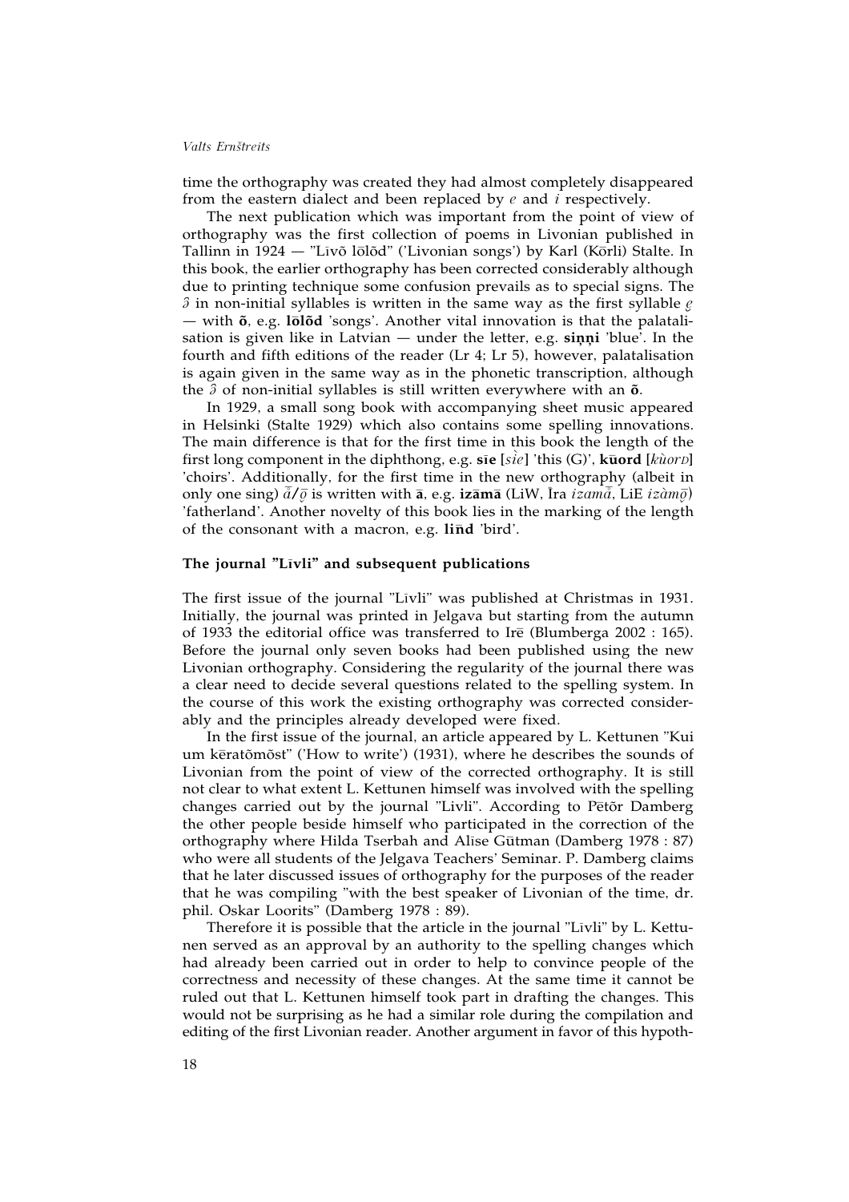time the orthography was created they had almost completely disappeared from the eastern dialect and been replaced by *e* and *i* respectively.

The next publication which was important from the point of view of orthography was the first collection of poems in Livonian published in Tallinn in 1924 — "Līvõ lōlõd" ('Livonian songs') by Karl (Kōrli) Stalte. In this book, the earlier orthography has been corrected considerably although due to printing technique some confusion prevails as to special signs. The *ə̂* in non-initial syllables is written in the same way as the first syllable *ę̂* — with **õ**, e.g. **lōlõd** 'songs'. Another vital innovation is that the palatalisation is given like in Latvian — under the letter, e.g. **siņņi** 'blue'. In the fourth and fifth editions of the reader (Lr 4; Lr 5), however, palatalisation is again given in the same way as in the phonetic transcription, although the *ə̂* of non-initial syllables is still written everywhere with an **õ**.

In 1929, a small song book with accompanying sheet music appeared in Helsinki (Stalte 1929) which also contains some spelling innovations. The main difference is that for the first time in this book the length of the first long component in the diphthong, e.g. **sīe** [*sı̀e*] 'this (G)', **kūord** [*kùorᴅ*] 'choirs'. Additionally, for the first time in the new orthography (albeit in only one sing) *ā̆*/*ǭ* is written with **ā**, e.g. **izāmā** (LiW, Īra *izamā̆*, LiE *izàmǭ*) 'fatherland'. Another novelty of this book lies in the marking of the length of the consonant with a macron, e.g. **lin̄d** 'bird'.

### The journal "Līvli" and subsequent publications

The first issue of the journal "Līvli" was published at Christmas in 1931. Initially, the journal was printed in Jelgava but starting from the autumn of 1933 the editorial office was transferred to Irē (Blumberga 2002 : 165). Before the journal only seven books had been published using the new Livonian orthography. Considering the regularity of the journal there was a clear need to decide several questions related to the spelling system. In the course of this work the existing orthography was corrected considerably and the principles already developed were fixed.

In the first issue of the journal, an article appeared by L. Kettunen "Kui um kēratõmõst" ('How to write') (1931), where he describes the sounds of Livonian from the point of view of the corrected orthography. It is still not clear to what extent L. Kettunen himself was involved with the spelling changes carried out by the journal "Livli". According to Pētõr Damberg the other people beside himself who participated in the correction of the orthography where Hilda Tserbah and Alīse Gūtman (Damberg 1978 : 87) who were all students of the Jelgava Teachers' Seminar. P. Damberg claims that he later discussed issues of orthography for the purposes of the reader that he was compiling "with the best speaker of Livonian of the time, dr. phil. Oskar Loorits" (Damberg 1978 : 89).

Therefore it is possible that the article in the journal "Līvli" by L. Kettunen served as an approval by an authority to the spelling changes which had already been carried out in order to help to convince people of the correctness and necessity of these changes. At the same time it cannot be ruled out that L. Kettunen himself took part in drafting the changes. This would not be surprising as he had a similar role during the compilation and editing of the first Livonian reader. Another argument in favor of this hypoth-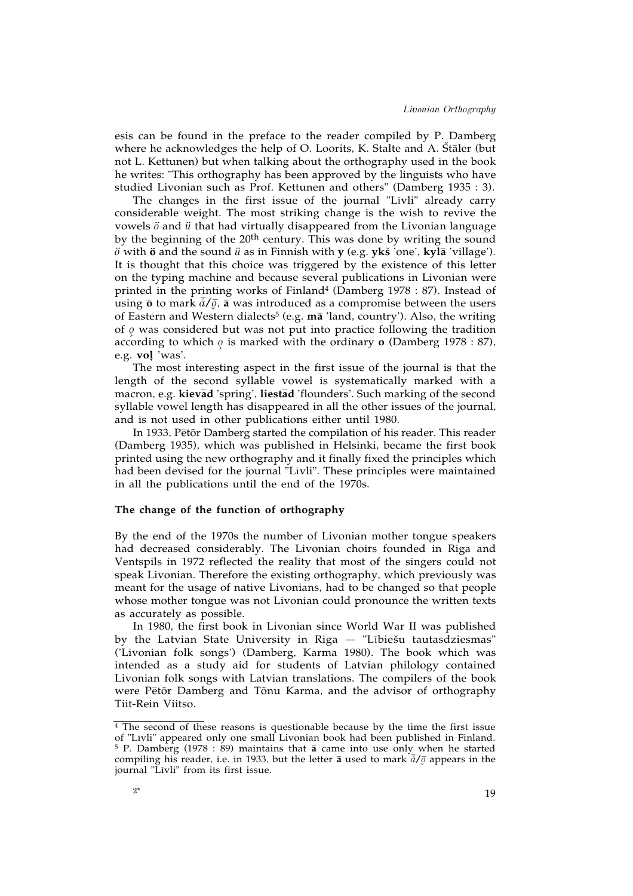esis can be found in the preface to the reader compiled by P. Damberg where he acknowledges the help of O. Loorits, K. Stalte and A. Štāler (but not L. Kettunen) but when talking about the orthography used in the book he writes: "This orthography has been approved by the linguists who have studied Livonian such as Prof. Kettunen and others" (Damberg 1935 : 3).

The changes in the first issue of the journal "Līvli" already carry considerable weight. The most striking change is the wish to revive the vowels *ö* and *ü* that had virtually disappeared from the Livonian language by the beginning of the 20th century. This was done by writing the sound *ö* with **ö** and the sound *ü* as in Finnish with **y** (e.g. **ykš** 'one', **kylā** 'village'). It is thought that this choice was triggered by the existence of this letter on the typing machine and because several publications in Livonian were printed in the printing works of Finland[4] (Damberg 1978 : 87). Instead of using **ō** to mark *ā̈/ō̜*, **ā** was introduced as a compromise between the users of Eastern and Western dialects[5] (e.g. **mā** 'land, country'). Also, the writing of *o̜* was considered but was not put into practice following the tradition according to which *o̜* is marked with the ordinary **o** (Damberg 1978 : 87), e.g. **voļ** 'was'.

The most interesting aspect in the first issue of the journal is that the length of the second syllable vowel is systematically marked with a macron, e.g. **kievād** 'spring', **liestād** 'flounders'. Such marking of the second syllable vowel length has disappeared in all the other issues of the journal, and is not used in other publications either until 1980.

In 1933, Pētõr Damberg started the compilation of his reader. This reader (Damberg 1935), which was published in Helsinki, became the first book printed using the new orthography and it finally fixed the principles which had been devised for the journal "Līvli". These principles were maintained in all the publications until the end of the 1970s.

### The change of the function of orthography

By the end of the 1970s the number of Livonian mother tongue speakers had decreased considerably. The Livonian choirs founded in Riga and Ventspils in 1972 reflected the reality that most of the singers could not speak Livonian. Therefore the existing orthography, which previously was meant for the usage of native Livonians, had to be changed so that people whose mother tongue was not Livonian could pronounce the written texts as accurately as possible.

In 1980, the first book in Livonian since World War II was published by the Latvian State University in Riga — "Lībiešu tautasdziesmas" ('Livonian folk songs') (Damberg, Karma 1980). The book which was intended as a study aid for students of Latvian philology contained Livonian folk songs with Latvian translations. The compilers of the book were Pētõr Damberg and Tõnu Karma, and the advisor of orthography Tiit-Rein Viitso.

---

[4] The second of these reasons is questionable because by the time the first issue of "Līvli" appeared only one small Livonian book had been published in Finland.

[5] P. Damberg (1978 : 89) maintains that **ā** came into use only when he started compiling his reader, i.e. in 1933, but the letter **ā** used to mark *ā̈/ō̜* appears in the journal "Līvli" from its first issue.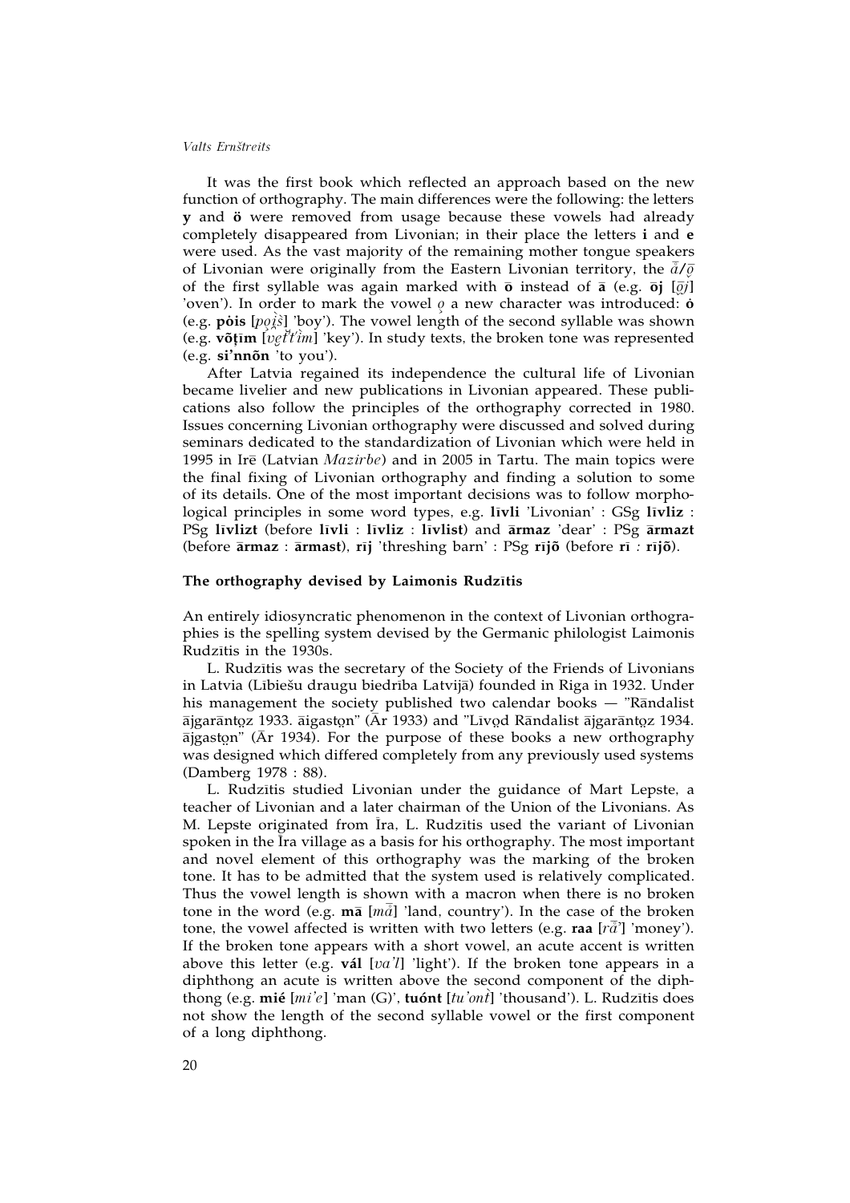It was the first book which reflected an approach based on the new function of orthography. The main differences were the following: the letters **y** and **ö** were removed from usage because these vowels had already completely disappeared from Livonian; in their place the letters **i** and **e** were used. As the vast majority of the remaining mother tongue speakers of Livonian were originally from the Eastern Livonian territory, the *ǟ*/*ǭ* of the first syllable was again marked with **ō** instead of **ā** (e.g. **ōj** [*ǭj*] 'oven'). In order to mark the vowel *ǫ* a new character was introduced: **ȯ** (e.g. **pȯis** [*pǫi̯š*] 'boy'). The vowel length of the second syllable was shown (e.g. **võṭīm** [*vęt́t́im*] 'key'). In study texts, the broken tone was represented (e.g. **si'nnõn** 'to you').

After Latvia regained its independence the cultural life of Livonian became livelier and new publications in Livonian appeared. These publications also follow the principles of the orthography corrected in 1980. Issues concerning Livonian orthography were discussed and solved during seminars dedicated to the standardization of Livonian which were held in 1995 in Irē (Latvian *Mazirbe*) and in 2005 in Tartu. The main topics were the final fixing of Livonian orthography and finding a solution to some of its details. One of the most important decisions was to follow morphological principles in some word types, e.g. **līvli** 'Livonian' : GSg **līvliz** : PSg **līvlizt** (before **līvli** : **līvliz** : **līvlist**) and **ārmaz** 'dear' : PSg **ārmazt** (before **ārmaz** : **ārmast**), **rīj** 'threshing barn' : PSg **rījõ** (before **rī** : **rījõ**).

### The orthography devised by Laimonis Rudzītis

An entirely idiosyncratic phenomenon in the context of Livonian orthographies is the spelling system devised by the Germanic philologist Laimonis Rudzītis in the 1930s.

L. Rudzītis was the secretary of the Society of the Friends of Livonians in Latvia (Lībiešu draugu biedrība Latvijā) founded in Riga in 1932. Under his management the society published two calendar books — "Rāndalist ājgarāntǫz 1933. āigastǫn" (Ār 1933) and "Līvǫd Rāndalist ājgarāntǫz 1934. ājgastǫn" (Ār 1934). For the purpose of these books a new orthography was designed which differed completely from any previously used systems (Damberg 1978 : 88).

L. Rudzītis studied Livonian under the guidance of Mart Lepste, a teacher of Livonian and a later chairman of the Union of the Livonians. As M. Lepste originated from Īra, L. Rudzītis used the variant of Livonian spoken in the Īra village as a basis for his orthography. The most important and novel element of this orthography was the marking of the broken tone. It has to be admitted that the system used is relatively complicated. Thus the vowel length is shown with a macron when there is no broken tone in the word (e.g. **mā** [*mǟ*] 'land, country'). In the case of the broken tone, the vowel affected is written with two letters (e.g. **raa** [*rǟ'*] 'money'). If the broken tone appears with a short vowel, an acute accent is written above this letter (e.g. **vál** [*va'l*] 'light'). If the broken tone appears in a diphthong an acute is written above the second component of the diphthong (e.g. **mié** [*mi'e*] 'man (G)', **tuónt** [*tu'ont*] 'thousand'). L. Rudzītis does not show the length of the second syllable vowel or the first component of a long diphthong.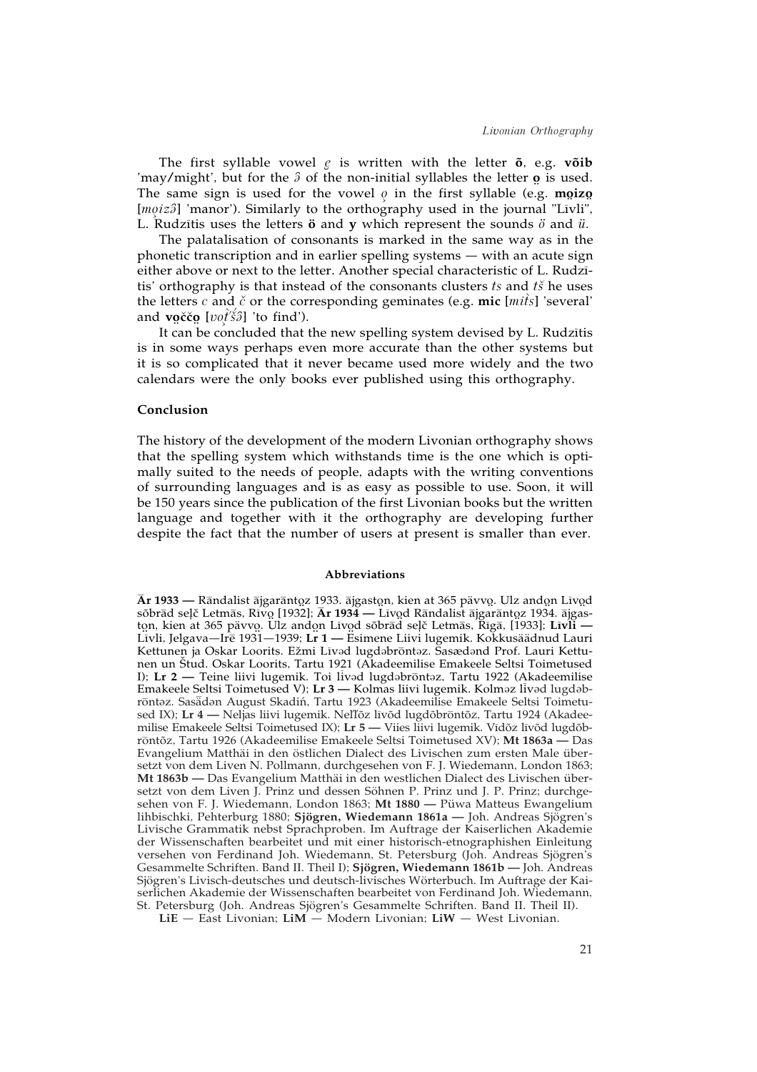The first syllable vowel *ę̮* is written with the letter **õ**, e.g. **võib** 'may/might', but for the *ə̂* of the non-initial syllables the letter **o̦** is used. The same sign is used for the vowel *o̦* in the first syllable (e.g. **mo̦izo̦** [*mo̦izə̂*] 'manor'). Similarly to the orthography used in the journal "Līvli", L. Rudzītis uses the letters **ö** and **y** which represent the sounds *ö* and *ü*.

The palatalisation of consonants is marked in the same way as in the phonetic transcription and in earlier spelling systems — with an acute sign either above or next to the letter. Another special characteristic of L. Rudzītis' orthography is that instead of the consonants clusters *ts* and *tš* he uses the letters *c* and *č* or the corresponding geminates (e.g. **mic** [*mit̀s*] 'several' and **vo̦ččo̦** [*vot́š́ə̂*] 'to find').

It can be concluded that the new spelling system devised by L. Rudzītis is in some ways perhaps even more accurate than the other systems but it is so complicated that it never became used more widely and the two calendars were the only books ever published using this orthography.

### Conclusion

The history of the development of the modern Livonian orthography shows that the spelling system which withstands time is the one which is optimally suited to the needs of people, adapts with the writing conventions of surrounding languages and is as easy as possible to use. Soon, it will be 150 years since the publication of the first Livonian books but the written language and together with it the orthography are developing further despite the fact that the number of users at present is smaller than ever.

#### Abbreviations

**Ār 1933 —** Rāndalist ājgarāntoz 1933. ājgasto̦n, kien at 365 pävvo̦. Ulz ando̦n Līvo̦d sōbrād seļč Letmās, Rīvo̦ [1932]; **Ār 1934 —** Līvo̦d Rāndalist ājgarānto̦z 1934. ājgasto̦n, kien at 365 pävvo̦. Ulz ando̦n Līvo̦d sōbrād seļč Letmās, Rīgā, [1933]; **Līvli —** Līvli, Jelgava—Irē 1931—1939; **Lr 1 —** Esimene Liivi lugemik. Kokkusäädnud Lauri Kettunen ja Oskar Loorits. Ežmi Līvəd lugdəbrōntəz. Sasædənd Prof. Lauri Kettunen un Štud. Oskar Loorits, Tartu 1921 (Akadeemilise Emakeele Seltsi Toimetused I); **Lr 2 —** Teine liivi lugemik. Toi līvəd lugdəbrōntəz, Tartu 1922 (Akadeemilise Emakeele Seltsi Toimetused V); **Lr 3 —** Kolmas liivi lugemik. Kolməz līvəd lugdəbrōntəz. Sasǟdən August Skadiń, Tartu 1923 (Akadeemilise Emakeele Seltsi Toimetused IX); **Lr 4 —** Neljas liivi lugemik. Neľ̄ōz līvōd lugdōbrōntōz, Tartu 1924 (Akadeemilise Emakeele Seltsi Toimetused IX); **Lr 5 —** Viies liivi lugemik. Vīdōz līvōd lugdōbrōntōz, Tartu 1926 (Akadeemilise Emakeele Seltsi Toimetused XV); **Mt 1863a —** Das Evangelium Matthäi in den östlichen Dialect des Livischen zum ersten Male übersetzt von dem Liven N. Pollmann, durchgesehen von F. J. Wiedemann, London 1863; **Mt 1863b —** Das Evangelium Matthäi in den westlichen Dialect des Livischen übersetzt von dem Liven J. Prinz und dessen Söhnen P. Prinz und J. P. Prinz; durchgesehen von F. J. Wiedemann, London 1863; **Mt 1880 —** Püwa Matteus Ewangelium lihbischki, Pehterburg 1880; **Sjögren, Wiedemann 1861a —** Joh. Andreas Sjögren's Livische Grammatik nebst Sprachproben. Im Auftrage der Kaiserlichen Akademie der Wissenschaften bearbeitet und mit einer historisch-etnographishen Einleitung versehen von Ferdinand Joh. Wiedemann, St. Petersburg (Joh. Andreas Sjögren's Gesammelte Schriften. Band II. Theil I); **Sjögren, Wiedemann 1861b —** Joh. Andreas Sjögren's Livisch-deutsches und deutsch-livisches Wörterbuch. Im Auftrage der Kaiserlichen Akademie der Wissenschaften bearbeitet von Ferdinand Joh. Wiedemann, St. Petersburg (Joh. Andreas Sjögren's Gesammelte Schriften. Band II. Theil II).

**LiE** — East Livonian; **LiM** — Modern Livonian; **LiW** — West Livonian.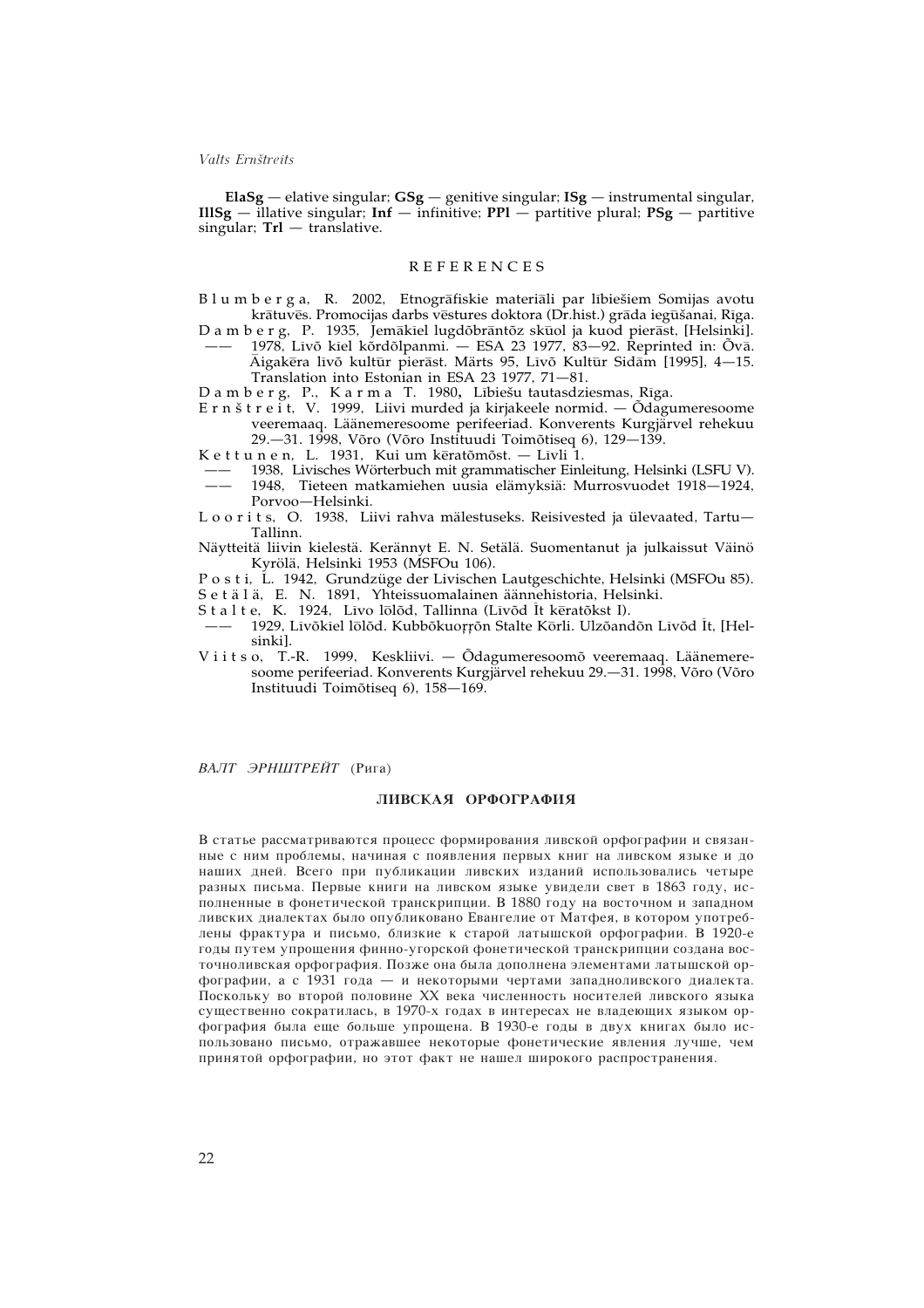**ElaSg** — elative singular; **GSg** — genitive singular; **ISg** — instrumental singular, **IllSg** — illative singular; **Inf** — infinitive; **PPl** — partitive plural; **PSg** — partitive singular; **Trl** — translative.

## REFERENCES

B l u m b e r g a, R. 2002, Etnogrāfiskie materiāli par lībiešiem Somijas avotu krātuvēs. Promocijas darbs vēstures doktora (Dr.hist.) grāda iegūšanai, Rīga.

D a m b e r g, P. 1935, Jemākīel lugdõbrāntõz skūol ja kuod pierāst, [Helsinki].

—— 1978, Līvõ kīel kõrdõlpanmi. — ESA 23 1977, 83—92. Reprinted in: Õvā. Āigakēra līvõ kultūr pierāst. Märts 95, Līvõ Kultūr Sidām [1995], 4—15. Translation into Estonian in ESA 23 1977, 71—81.

D a m b e r g, P., K a r m a T. 1980**,** Lībiešu tautasdziesmas, Rīga.

E r n š t r e i t, V. 1999, Liivi murded ja kirjakeele normid. — Õdagumeresoome veeremaaq. Läänemeresoome perifeeriad. Konverents Kurgjärvel rehekuu 29.—31. 1998, Võro (Võro Instituudi Toimõtiseq 6), 129—139.

K e t t u n e n, L. 1931, Kui um kēratõmõst. — Līvli 1.

—— 1938, Livisches Wörterbuch mit grammatischer Einleitung, Helsinki (LSFU V).

—— 1948, Tieteen matkamiehen uusia elämyksiä: Murrosvuodet 1918—1924, Porvoo—Helsinki.

L o o r i t s, O. 1938, Liivi rahva mälestuseks. Reisivested ja ülevaated, Tartu—Tallinn.

Näytteitä liivin kielestä. Kerännyt E. N. Setälä. Suomentanut ja julkaissut Väinö Kyrölä, Helsinki 1953 (MSFOu 106).

P o s t i, L. 1942, Grundzüge der Livischen Lautgeschichte, Helsinki (MSFOu 85).

S e t ä l ä, E. N. 1891, Yhteissuomalainen äännehistoria, Helsinki.

S t a l t e, K. 1924, Līvo lōlōd, Tallinna (Līvōd Īt kēratōkst I).

—— 1929, Līvōkiel lōlōd. Kubbõkuoŗŗõn Stalte Kōrli. Ulzōandõn Līvōd Īt, [Helsinki].

V i i t s o, T.-R. 1999, Keskliivi. — Õdagumeresoomõ veeremaaq. Läänemeresoome perifeeriad. Konverents Kurgjärvel rehekuu 29.—31. 1998, Võro (Võro Instituudi Toimõtiseq 6), 158—169.

*ВАЛТ ЭРНШТРЕЙТ* (Рига)

### ЛИВСКАЯ ОРФОГРАФИЯ

В статье рассматриваются процесс формирования ливской орфографии и связанные с ним проблемы, начиная с появления первых книг на ливском языке и до наших дней. Всего при публикации ливских изданий использовались четыре разных письма. Первые книги на ливском языке увидели свет в 1863 году, исполненные в фонетической транскрипции. В 1880 году на восточном и западном ливских диалектах было опубликовано Евангелие от Матфея, в котором употреблены фрактура и письмо, близкие к старой латышской орфографии. В 1920-е годы путем упрощения финно-угорской фонетической транскрипции создана восточноливская орфография. Позже она была дополнена элементами латышской орфографии, а с 1931 года — и некоторыми чертами западноливского диалекта. Поскольку во второй половине XX века численность носителей ливского языка существенно сократилась, в 1970-х годах в интересах не владеющих языком орфография была еще больше упрощена. В 1930-е годы в двух книгах было использовано письмо, отражавшее некоторые фонетические явления лучше, чем принятой орфографии, но этот факт не нашел широкого распространения.